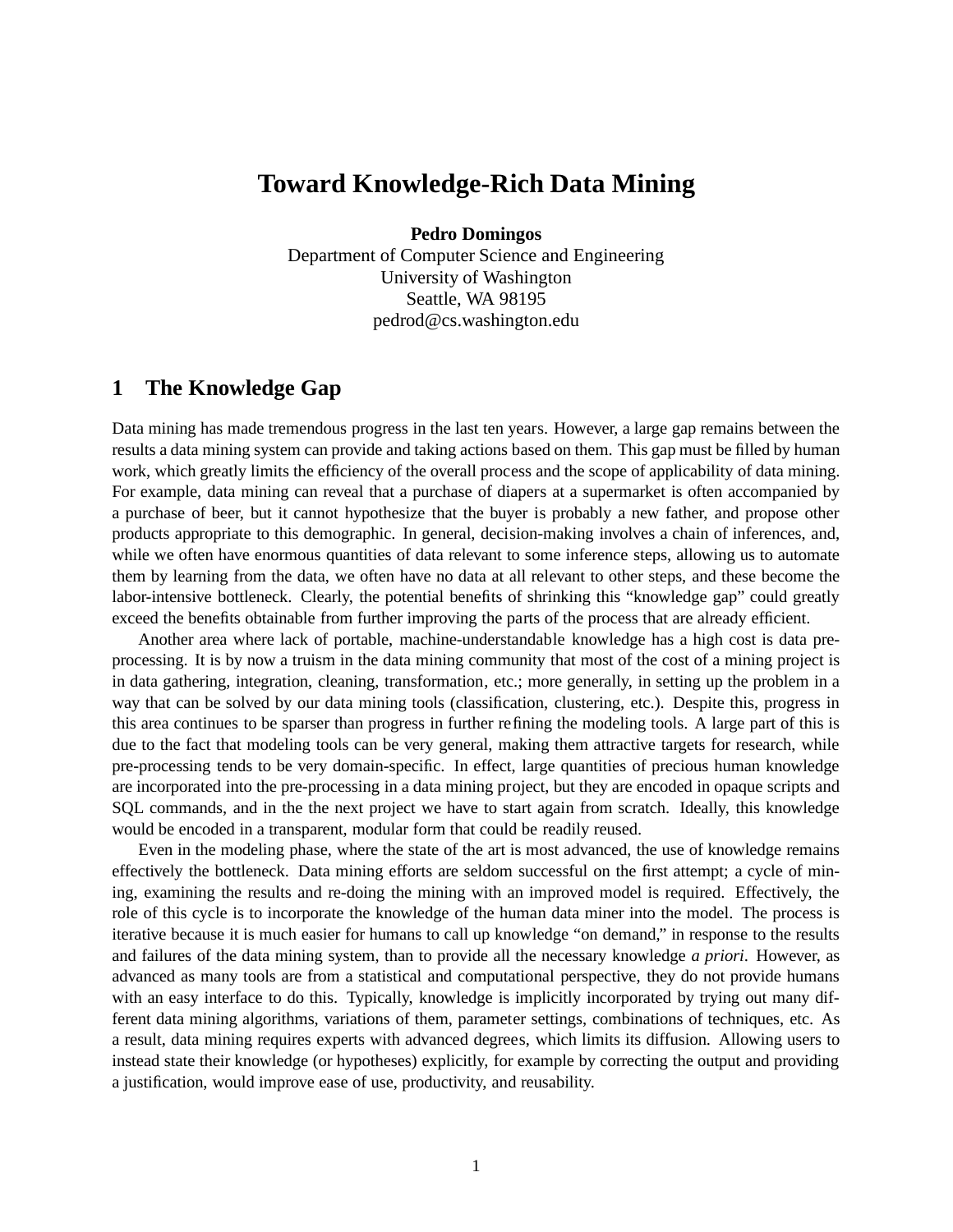# Toward Knowledge-Rich Data Mining

**Pedro Domingos**
Department of Computer Science and Engineering
University of Washington
Seattle, WA 98195
pedrod@cs.washington.edu

## 1 The Knowledge Gap

Data mining has made tremendous progress in the last ten years. However, a large gap remains between the results a data mining system can provide and taking actions based on them. This gap must be filled by human work, which greatly limits the efficiency of the overall process and the scope of applicability of data mining. For example, data mining can reveal that a purchase of diapers at a supermarket is often accompanied by a purchase of beer, but it cannot hypothesize that the buyer is probably a new father, and propose other products appropriate to this demographic. In general, decision-making involves a chain of inferences, and, while we often have enormous quantities of data relevant to some inference steps, allowing us to automate them by learning from the data, we often have no data at all relevant to other steps, and these become the labor-intensive bottleneck. Clearly, the potential benefits of shrinking this "knowledge gap" could greatly exceed the benefits obtainable from further improving the parts of the process that are already efficient.

Another area where lack of portable, machine-understandable knowledge has a high cost is data pre-processing. It is by now a truism in the data mining community that most of the cost of a mining project is in data gathering, integration, cleaning, transformation, etc.; more generally, in setting up the problem in a way that can be solved by our data mining tools (classification, clustering, etc.). Despite this, progress in this area continues to be sparser than progress in further refining the modeling tools. A large part of this is due to the fact that modeling tools can be very general, making them attractive targets for research, while pre-processing tends to be very domain-specific. In effect, large quantities of precious human knowledge are incorporated into the pre-processing in a data mining project, but they are encoded in opaque scripts and SQL commands, and in the next project we have to start again from scratch. Ideally, this knowledge would be encoded in a transparent, modular form that could be readily reused.

Even in the modeling phase, where the state of the art is most advanced, the use of knowledge remains effectively the bottleneck. Data mining efforts are seldom successful on the first attempt; a cycle of mining, examining the results and re-doing the mining with an improved model is required. Effectively, the role of this cycle is to incorporate the knowledge of the human data miner into the model. The process is iterative because it is much easier for humans to call up knowledge "on demand," in response to the results and failures of the data mining system, than to provide all the necessary knowledge *a priori*. However, as advanced as many tools are from a statistical and computational perspective, they do not provide humans with an easy interface to do this. Typically, knowledge is implicitly incorporated by trying out many different data mining algorithms, variations of them, parameter settings, combinations of techniques, etc. As a result, data mining requires experts with advanced degrees, which limits its diffusion. Allowing users to instead state their knowledge (or hypotheses) explicitly, for example by correcting the output and providing a justification, would improve ease of use, productivity, and reusability.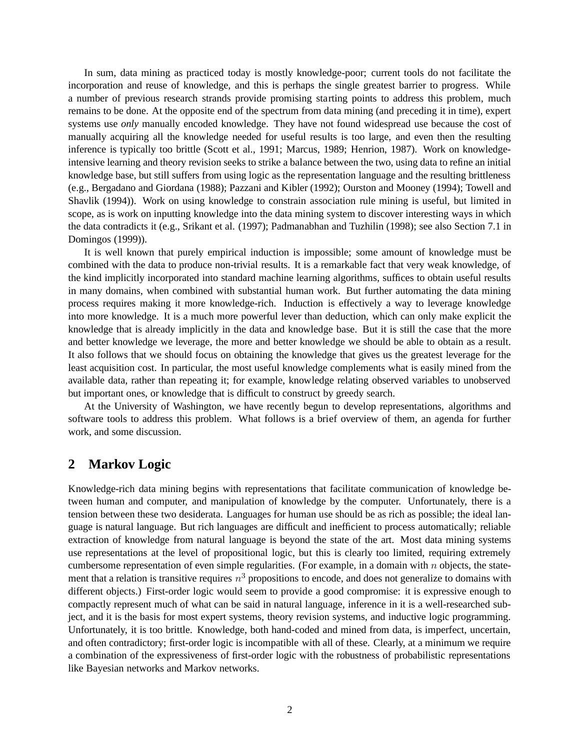In sum, data mining as practiced today is mostly knowledge-poor; current tools do not facilitate the incorporation and reuse of knowledge, and this is perhaps the single greatest barrier to progress. While a number of previous research strands provide promising starting points to address this problem, much remains to be done. At the opposite end of the spectrum from data mining (and preceding it in time), expert systems use *only* manually encoded knowledge. They have not found widespread use because the cost of manually acquiring all the knowledge needed for useful results is too large, and even then the resulting inference is typically too brittle (Scott et al., 1991; Marcus, 1989; Henrion, 1987). Work on knowledge-intensive learning and theory revision seeks to strike a balance between the two, using data to refine an initial knowledge base, but still suffers from using logic as the representation language and the resulting brittleness (e.g., Bergadano and Giordana (1988); Pazzani and Kibler (1992); Ourston and Mooney (1994); Towell and Shavlik (1994)). Work on using knowledge to constrain association rule mining is useful, but limited in scope, as is work on inputting knowledge into the data mining system to discover interesting ways in which the data contradicts it (e.g., Srikant et al. (1997); Padmanabhan and Tuzhilin (1998); see also Section 7.1 in Domingos (1999)).

It is well known that purely empirical induction is impossible; some amount of knowledge must be combined with the data to produce non-trivial results. It is a remarkable fact that very weak knowledge, of the kind implicitly incorporated into standard machine learning algorithms, suffices to obtain useful results in many domains, when combined with substantial human work. But further automating the data mining process requires making it more knowledge-rich. Induction is effectively a way to leverage knowledge into more knowledge. It is a much more powerful lever than deduction, which can only make explicit the knowledge that is already implicitly in the data and knowledge base. But it is still the case that the more and better knowledge we leverage, the more and better knowledge we should be able to obtain as a result. It also follows that we should focus on obtaining the knowledge that gives us the greatest leverage for the least acquisition cost. In particular, the most useful knowledge complements what is easily mined from the available data, rather than repeating it; for example, knowledge relating observed variables to unobserved but important ones, or knowledge that is difficult to construct by greedy search.

At the University of Washington, we have recently begun to develop representations, algorithms and software tools to address this problem. What follows is a brief overview of them, an agenda for further work, and some discussion.

## 2 Markov Logic

Knowledge-rich data mining begins with representations that facilitate communication of knowledge between human and computer, and manipulation of knowledge by the computer. Unfortunately, there is a tension between these two desiderata. Languages for human use should be as rich as possible; the ideal language is natural language. But rich languages are difficult and inefficient to process automatically; reliable extraction of knowledge from natural language is beyond the state of the art. Most data mining systems use representations at the level of propositional logic, but this is clearly too limited, requiring extremely cumbersome representation of even simple regularities. (For example, in a domain with $n$ objects, the statement that a relation is transitive requires $n^3$ propositions to encode, and does not generalize to domains with different objects.) First-order logic would seem to provide a good compromise: it is expressive enough to compactly represent much of what can be said in natural language, inference in it is a well-researched subject, and it is the basis for most expert systems, theory revision systems, and inductive logic programming. Unfortunately, it is too brittle. Knowledge, both hand-coded and mined from data, is imperfect, uncertain, and often contradictory; first-order logic is incompatible with all of these. Clearly, at a minimum we require a combination of the expressiveness of first-order logic with the robustness of probabilistic representations like Bayesian networks and Markov networks.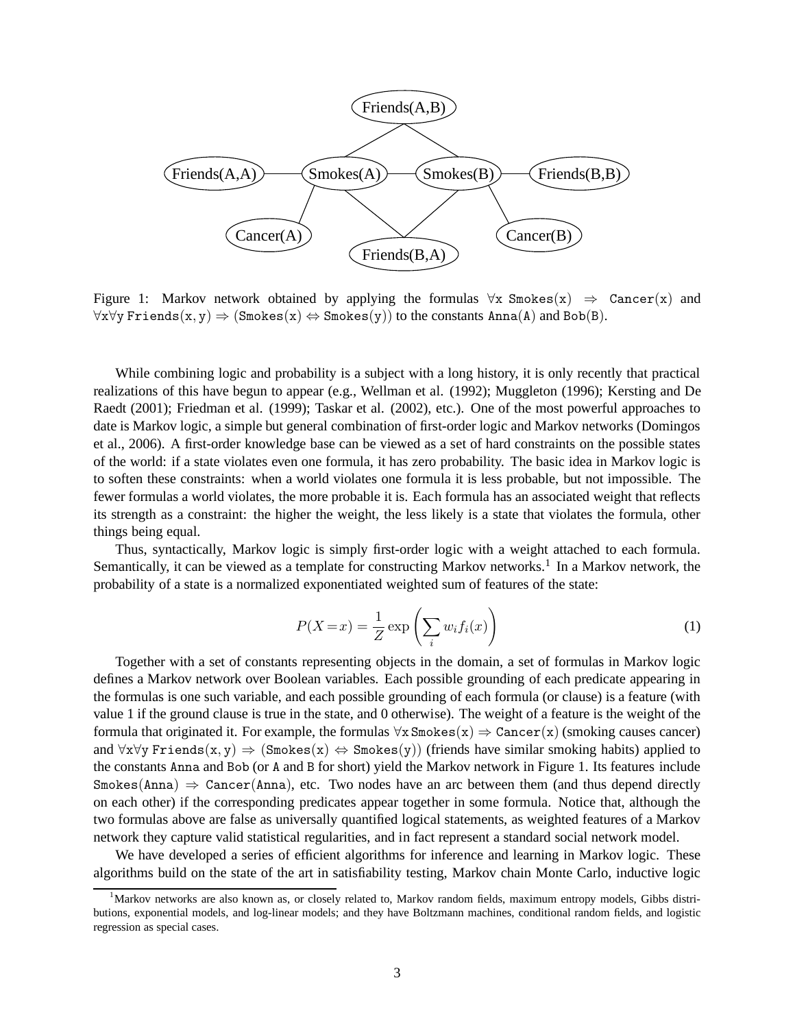Figure 1: Markov network obtained by applying the formulas ∀x Smokes(x) ⇒ Cancer(x) and ∀x∀y Friends(x, y) ⇒ (Smokes(x) ⇔ Smokes(y)) to the constants Anna(A) and Bob(B).

While combining logic and probability is a subject with a long history, it is only recently that practical realizations of this have begun to appear (e.g., Wellman et al. (1992); Muggleton (1996); Kersting and De Raedt (2001); Friedman et al. (1999); Taskar et al. (2002), etc.). One of the most powerful approaches to date is Markov logic, a simple but general combination of first-order logic and Markov networks (Domingos et al., 2006). A first-order knowledge base can be viewed as a set of hard constraints on the possible states of the world: if a state violates even one formula, it has zero probability. The basic idea in Markov logic is to soften these constraints: when a world violates one formula it is less probable, but not impossible. The fewer formulas a world violates, the more probable it is. Each formula has an associated weight that reflects its strength as a constraint: the higher the weight, the less likely is a state that violates the formula, other things being equal.

Thus, syntactically, Markov logic is simply first-order logic with a weight attached to each formula. Semantically, it can be viewed as a template for constructing Markov networks.[1] In a Markov network, the probability of a state is a normalized exponentiated weighted sum of features of the state:

$$P(X = x) = \frac{1}{Z} \exp\left(\sum_i w_i f_i(x)\right) \tag{1}$$

Together with a set of constants representing objects in the domain, a set of formulas in Markov logic defines a Markov network over Boolean variables. Each possible grounding of each predicate appearing in the formulas is one such variable, and each possible grounding of each formula (or clause) is a feature (with value 1 if the ground clause is true in the state, and 0 otherwise). The weight of a feature is the weight of the formula that originated it. For example, the formulas ∀x Smokes(x) ⇒ Cancer(x) (smoking causes cancer) and ∀x∀y Friends(x, y) ⇒ (Smokes(x) ⇔ Smokes(y)) (friends have similar smoking habits) applied to the constants Anna and Bob (or A and B for short) yield the Markov network in Figure 1. Its features include Smokes(Anna) ⇒ Cancer(Anna), etc. Two nodes have an arc between them (and thus depend directly on each other) if the corresponding predicates appear together in some formula. Notice that, although the two formulas above are false as universally quantified logical statements, as weighted features of a Markov network they capture valid statistical regularities, and in fact represent a standard social network model.

We have developed a series of efficient algorithms for inference and learning in Markov logic. These algorithms build on the state of the art in satisfiability testing, Markov chain Monte Carlo, inductive logic

[1] Markov networks are also known as, or closely related to, Markov random fields, maximum entropy models, Gibbs distributions, exponential models, and log-linear models; and they have Boltzmann machines, conditional random fields, and logistic regression as special cases.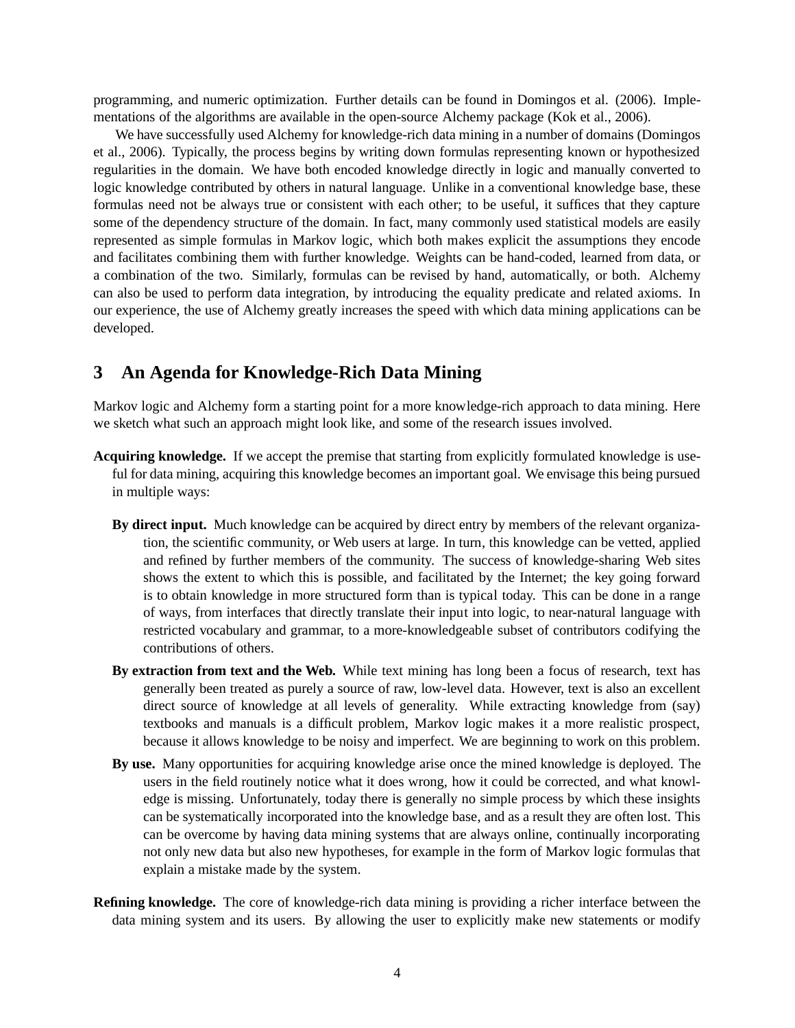programming, and numeric optimization. Further details can be found in Domingos et al. (2006). Implementations of the algorithms are available in the open-source Alchemy package (Kok et al., 2006).

We have successfully used Alchemy for knowledge-rich data mining in a number of domains (Domingos et al., 2006). Typically, the process begins by writing down formulas representing known or hypothesized regularities in the domain. We have both encoded knowledge directly in logic and manually converted to logic knowledge contributed by others in natural language. Unlike in a conventional knowledge base, these formulas need not be always true or consistent with each other; to be useful, it suffices that they capture some of the dependency structure of the domain. In fact, many commonly used statistical models are easily represented as simple formulas in Markov logic, which both makes explicit the assumptions they encode and facilitates combining them with further knowledge. Weights can be hand-coded, learned from data, or a combination of the two. Similarly, formulas can be revised by hand, automatically, or both. Alchemy can also be used to perform data integration, by introducing the equality predicate and related axioms. In our experience, the use of Alchemy greatly increases the speed with which data mining applications can be developed.

## 3 An Agenda for Knowledge-Rich Data Mining

Markov logic and Alchemy form a starting point for a more knowledge-rich approach to data mining. Here we sketch what such an approach might look like, and some of the research issues involved.

**Acquiring knowledge.** If we accept the premise that starting from explicitly formulated knowledge is useful for data mining, acquiring this knowledge becomes an important goal. We envisage this being pursued in multiple ways:

**By direct input.** Much knowledge can be acquired by direct entry by members of the relevant organization, the scientific community, or Web users at large. In turn, this knowledge can be vetted, applied and refined by further members of the community. The success of knowledge-sharing Web sites shows the extent to which this is possible, and facilitated by the Internet; the key going forward is to obtain knowledge in more structured form than is typical today. This can be done in a range of ways, from interfaces that directly translate their input into logic, to near-natural language with restricted vocabulary and grammar, to a more-knowledgeable subset of contributors codifying the contributions of others.

**By extraction from text and the Web.** While text mining has long been a focus of research, text has generally been treated as purely a source of raw, low-level data. However, text is also an excellent direct source of knowledge at all levels of generality. While extracting knowledge from (say) textbooks and manuals is a difficult problem, Markov logic makes it a more realistic prospect, because it allows knowledge to be noisy and imperfect. We are beginning to work on this problem.

**By use.** Many opportunities for acquiring knowledge arise once the mined knowledge is deployed. The users in the field routinely notice what it does wrong, how it could be corrected, and what knowledge is missing. Unfortunately, today there is generally no simple process by which these insights can be systematically incorporated into the knowledge base, and as a result they are often lost. This can be overcome by having data mining systems that are always online, continually incorporating not only new data but also new hypotheses, for example in the form of Markov logic formulas that explain a mistake made by the system.

**Refining knowledge.** The core of knowledge-rich data mining is providing a richer interface between the data mining system and its users. By allowing the user to explicitly make new statements or modify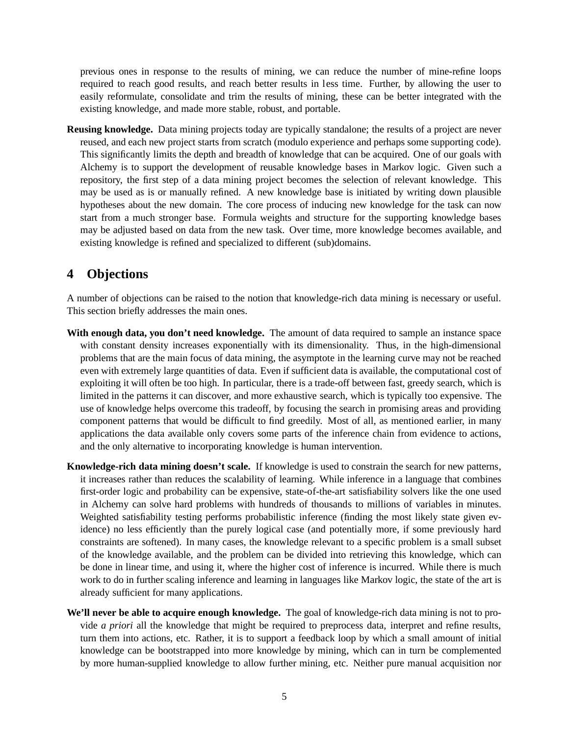previous ones in response to the results of mining, we can reduce the number of mine-refine loops required to reach good results, and reach better results in less time. Further, by allowing the user to easily reformulate, consolidate and trim the results of mining, these can be better integrated with the existing knowledge, and made more stable, robust, and portable.

**Reusing knowledge.** Data mining projects today are typically standalone; the results of a project are never reused, and each new project starts from scratch (modulo experience and perhaps some supporting code). This significantly limits the depth and breadth of knowledge that can be acquired. One of our goals with Alchemy is to support the development of reusable knowledge bases in Markov logic. Given such a repository, the first step of a data mining project becomes the selection of relevant knowledge. This may be used as is or manually refined. A new knowledge base is initiated by writing down plausible hypotheses about the new domain. The core process of inducing new knowledge for the task can now start from a much stronger base. Formula weights and structure for the supporting knowledge bases may be adjusted based on data from the new task. Over time, more knowledge becomes available, and existing knowledge is refined and specialized to different (sub)domains.

## 4 Objections

A number of objections can be raised to the notion that knowledge-rich data mining is necessary or useful. This section briefly addresses the main ones.

**With enough data, you don't need knowledge.** The amount of data required to sample an instance space with constant density increases exponentially with its dimensionality. Thus, in the high-dimensional problems that are the main focus of data mining, the asymptote in the learning curve may not be reached even with extremely large quantities of data. Even if sufficient data is available, the computational cost of exploiting it will often be too high. In particular, there is a trade-off between fast, greedy search, which is limited in the patterns it can discover, and more exhaustive search, which is typically too expensive. The use of knowledge helps overcome this tradeoff, by focusing the search in promising areas and providing component patterns that would be difficult to find greedily. Most of all, as mentioned earlier, in many applications the data available only covers some parts of the inference chain from evidence to actions, and the only alternative to incorporating knowledge is human intervention.

**Knowledge-rich data mining doesn't scale.** If knowledge is used to constrain the search for new patterns, it increases rather than reduces the scalability of learning. While inference in a language that combines first-order logic and probability can be expensive, state-of-the-art satisfiability solvers like the one used in Alchemy can solve hard problems with hundreds of thousands to millions of variables in minutes. Weighted satisfiability testing performs probabilistic inference (finding the most likely state given evidence) no less efficiently than the purely logical case (and potentially more, if some previously hard constraints are softened). In many cases, the knowledge relevant to a specific problem is a small subset of the knowledge available, and the problem can be divided into retrieving this knowledge, which can be done in linear time, and using it, where the higher cost of inference is incurred. While there is much work to do in further scaling inference and learning in languages like Markov logic, the state of the art is already sufficient for many applications.

**We'll never be able to acquire enough knowledge.** The goal of knowledge-rich data mining is not to provide *a priori* all the knowledge that might be required to preprocess data, interpret and refine results, turn them into actions, etc. Rather, it is to support a feedback loop by which a small amount of initial knowledge can be bootstrapped into more knowledge by mining, which can in turn be complemented by more human-supplied knowledge to allow further mining, etc. Neither pure manual acquisition nor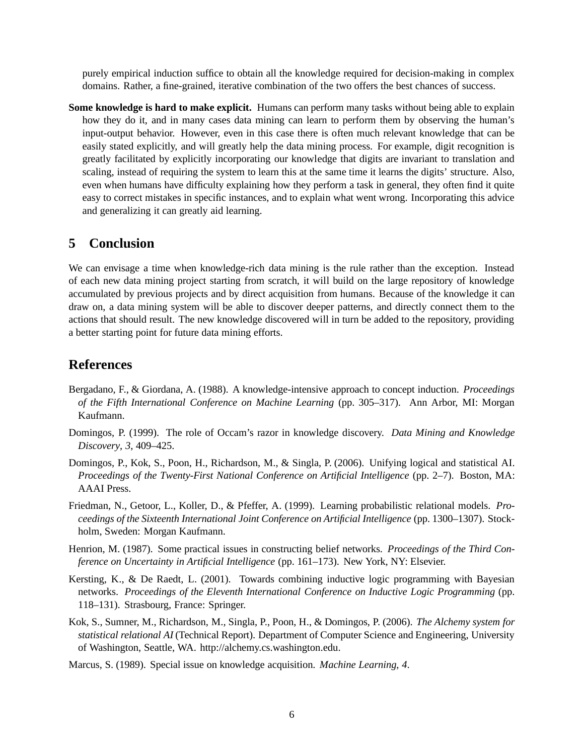purely empirical induction suffice to obtain all the knowledge required for decision-making in complex domains. Rather, a fine-grained, iterative combination of the two offers the best chances of success.

**Some knowledge is hard to make explicit.** Humans can perform many tasks without being able to explain how they do it, and in many cases data mining can learn to perform them by observing the human's input-output behavior. However, even in this case there is often much relevant knowledge that can be easily stated explicitly, and will greatly help the data mining process. For example, digit recognition is greatly facilitated by explicitly incorporating our knowledge that digits are invariant to translation and scaling, instead of requiring the system to learn this at the same time it learns the digits' structure. Also, even when humans have difficulty explaining how they perform a task in general, they often find it quite easy to correct mistakes in specific instances, and to explain what went wrong. Incorporating this advice and generalizing it can greatly aid learning.

## 5 Conclusion

We can envisage a time when knowledge-rich data mining is the rule rather than the exception. Instead of each new data mining project starting from scratch, it will build on the large repository of knowledge accumulated by previous projects and by direct acquisition from humans. Because of the knowledge it can draw on, a data mining system will be able to discover deeper patterns, and directly connect them to the actions that should result. The new knowledge discovered will in turn be added to the repository, providing a better starting point for future data mining efforts.

## References

Bergadano, F., & Giordana, A. (1988). A knowledge-intensive approach to concept induction. *Proceedings of the Fifth International Conference on Machine Learning* (pp. 305–317). Ann Arbor, MI: Morgan Kaufmann.

Domingos, P. (1999). The role of Occam's razor in knowledge discovery. *Data Mining and Knowledge Discovery*, *3*, 409–425.

Domingos, P., Kok, S., Poon, H., Richardson, M., & Singla, P. (2006). Unifying logical and statistical AI. *Proceedings of the Twenty-First National Conference on Artificial Intelligence* (pp. 2–7). Boston, MA: AAAI Press.

Friedman, N., Getoor, L., Koller, D., & Pfeffer, A. (1999). Learning probabilistic relational models. *Proceedings of the Sixteenth International Joint Conference on Artificial Intelligence* (pp. 1300–1307). Stockholm, Sweden: Morgan Kaufmann.

Henrion, M. (1987). Some practical issues in constructing belief networks. *Proceedings of the Third Conference on Uncertainty in Artificial Intelligence* (pp. 161–173). New York, NY: Elsevier.

Kersting, K., & De Raedt, L. (2001). Towards combining inductive logic programming with Bayesian networks. *Proceedings of the Eleventh International Conference on Inductive Logic Programming* (pp. 118–131). Strasbourg, France: Springer.

Kok, S., Sumner, M., Richardson, M., Singla, P., Poon, H., & Domingos, P. (2006). *The Alchemy system for statistical relational AI* (Technical Report). Department of Computer Science and Engineering, University of Washington, Seattle, WA. http://alchemy.cs.washington.edu.

Marcus, S. (1989). Special issue on knowledge acquisition. *Machine Learning*, *4*.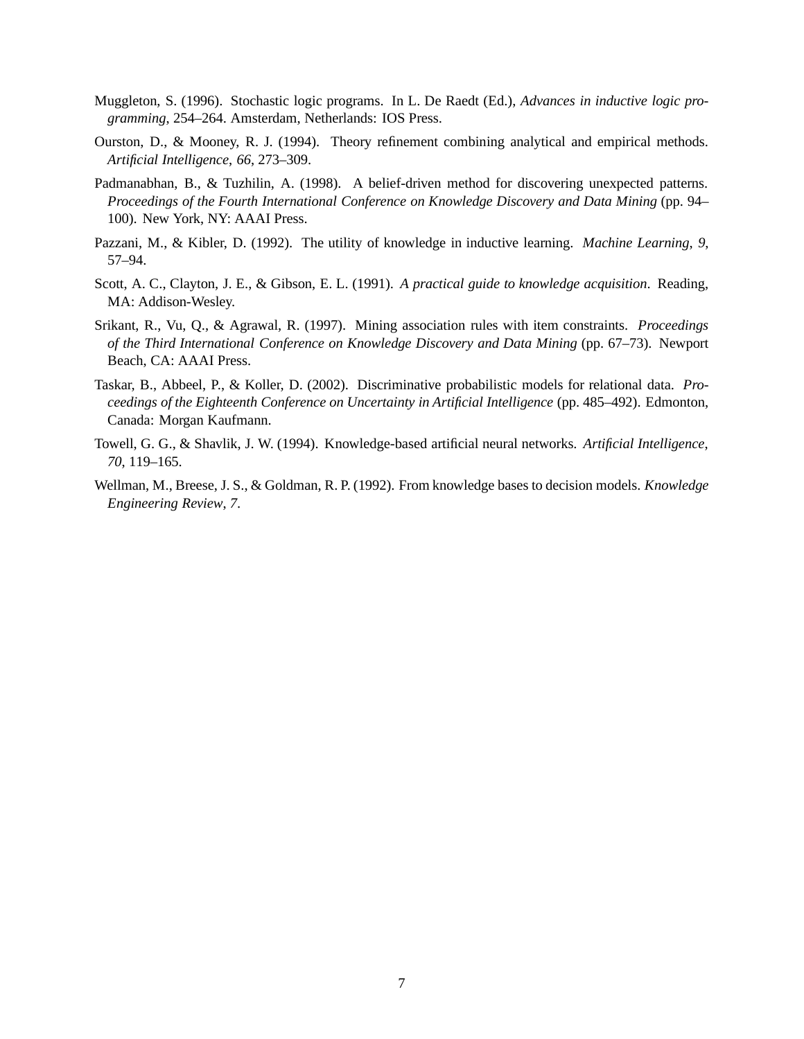Muggleton, S. (1996). Stochastic logic programs. In L. De Raedt (Ed.), *Advances in inductive logic programming*, 254–264. Amsterdam, Netherlands: IOS Press.

Ourston, D., & Mooney, R. J. (1994). Theory refinement combining analytical and empirical methods. *Artificial Intelligence*, *66*, 273–309.

Padmanabhan, B., & Tuzhilin, A. (1998). A belief-driven method for discovering unexpected patterns. *Proceedings of the Fourth International Conference on Knowledge Discovery and Data Mining* (pp. 94–100). New York, NY: AAAI Press.

Pazzani, M., & Kibler, D. (1992). The utility of knowledge in inductive learning. *Machine Learning*, *9*, 57–94.

Scott, A. C., Clayton, J. E., & Gibson, E. L. (1991). *A practical guide to knowledge acquisition*. Reading, MA: Addison-Wesley.

Srikant, R., Vu, Q., & Agrawal, R. (1997). Mining association rules with item constraints. *Proceedings of the Third International Conference on Knowledge Discovery and Data Mining* (pp. 67–73). Newport Beach, CA: AAAI Press.

Taskar, B., Abbeel, P., & Koller, D. (2002). Discriminative probabilistic models for relational data. *Proceedings of the Eighteenth Conference on Uncertainty in Artificial Intelligence* (pp. 485–492). Edmonton, Canada: Morgan Kaufmann.

Towell, G. G., & Shavlik, J. W. (1994). Knowledge-based artificial neural networks. *Artificial Intelligence*, *70*, 119–165.

Wellman, M., Breese, J. S., & Goldman, R. P. (1992). From knowledge bases to decision models. *Knowledge Engineering Review*, *7*.